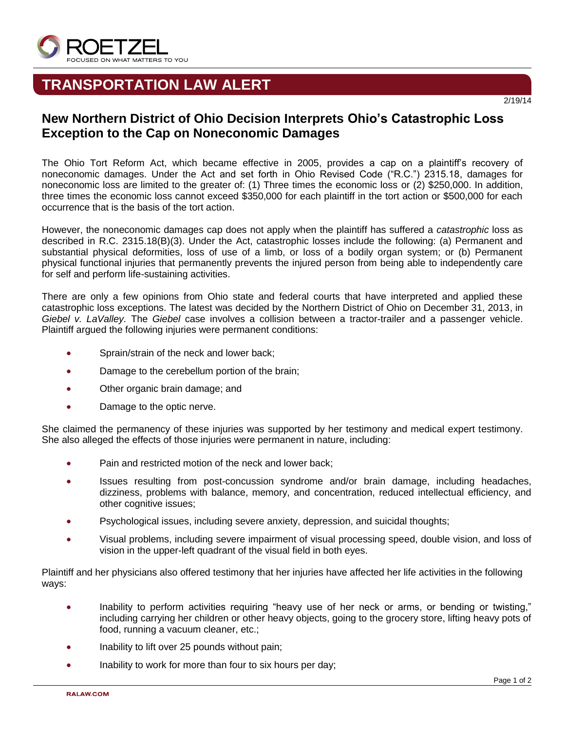# TRANSPORTATION LAW ALERT

2/19/14

## New Northern District of Ohio Decision Interprets Ohio's Catastrophic Loss Exception to the Cap on Noneconomic Damages

The Ohio Tort Reform Act, which became effective in 2005, provides a cap on a plaintiff's recovery of noneconomic damages. Under the Act and set forth in Ohio Revised Code ("R.C.") 2315.18, damages for noneconomic loss are limited to the greater of: (1) Three times the economic loss or (2) $250,000. In addition, three times the economic loss cannot exceed $350,000 for each plaintiff in the tort action or $500,000 for each occurrence that is the basis of the tort action.

However, the noneconomic damages cap does not apply when the plaintiff has suffered a *catastrophic* loss as described in R.C. 2315.18(B)(3). Under the Act, catastrophic losses include the following: (a) Permanent and substantial physical deformities, loss of use of a limb, or loss of a bodily organ system; or (b) Permanent physical functional injuries that permanently prevents the injured person from being able to independently care for self and perform life-sustaining activities.

There are only a few opinions from Ohio state and federal courts that have interpreted and applied these catastrophic loss exceptions. The latest was decided by the Northern District of Ohio on December 31, 2013, in *Giebel v. LaValley.* The *Giebel* case involves a collision between a tractor-trailer and a passenger vehicle. Plaintiff argued the following injuries were permanent conditions:

- Sprain/strain of the neck and lower back;
- Damage to the cerebellum portion of the brain;
- Other organic brain damage; and
- Damage to the optic nerve.

She claimed the permanency of these injuries was supported by her testimony and medical expert testimony. She also alleged the effects of those injuries were permanent in nature, including:

- Pain and restricted motion of the neck and lower back;
- Issues resulting from post-concussion syndrome and/or brain damage, including headaches, dizziness, problems with balance, memory, and concentration, reduced intellectual efficiency, and other cognitive issues;
- Psychological issues, including severe anxiety, depression, and suicidal thoughts;
- Visual problems, including severe impairment of visual processing speed, double vision, and loss of vision in the upper-left quadrant of the visual field in both eyes.

Plaintiff and her physicians also offered testimony that her injuries have affected her life activities in the following ways:

- Inability to perform activities requiring "heavy use of her neck or arms, or bending or twisting," including carrying her children or other heavy objects, going to the grocery store, lifting heavy pots of food, running a vacuum cleaner, etc.;
- Inability to lift over 25 pounds without pain;
- Inability to work for more than four to six hours per day;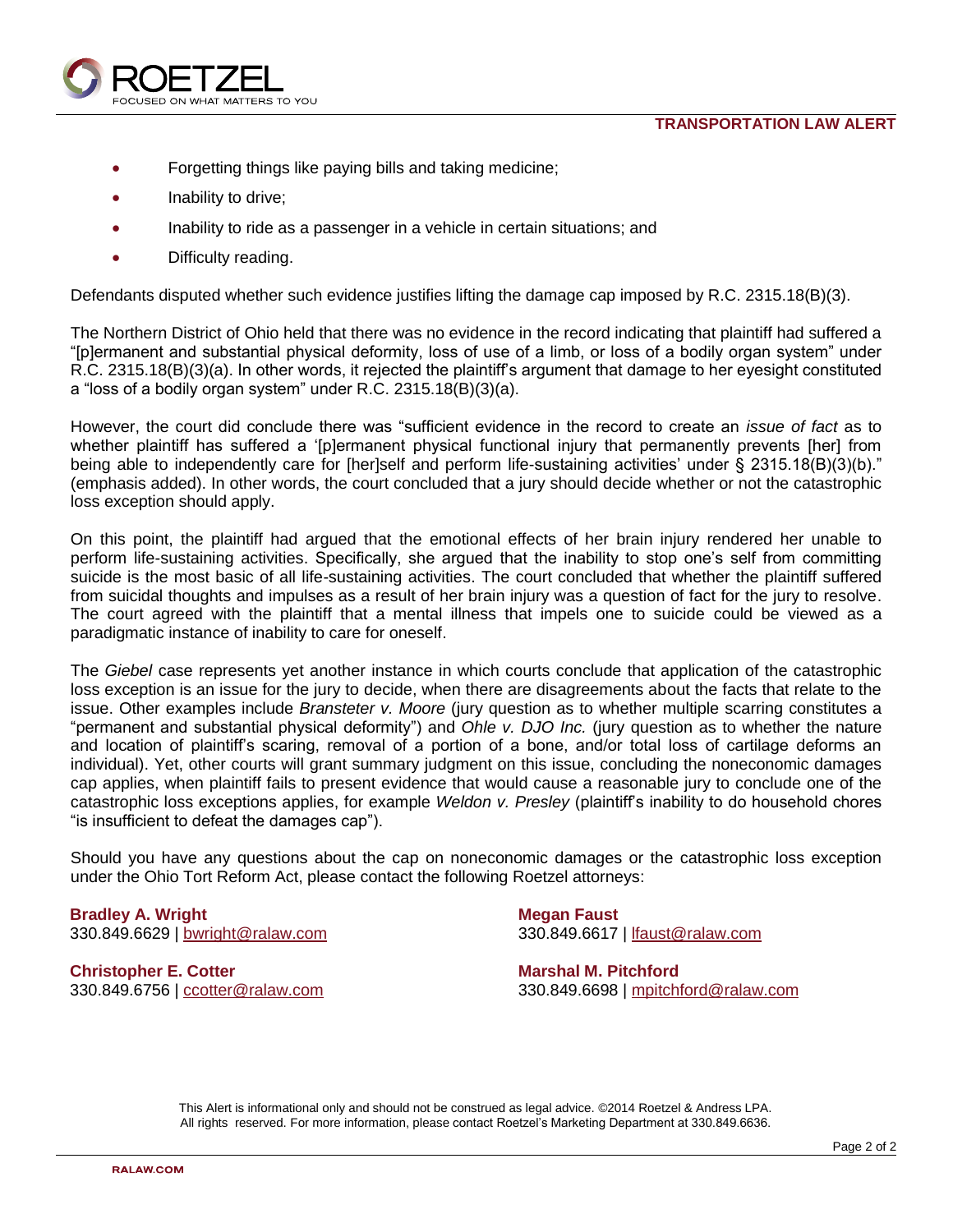- Forgetting things like paying bills and taking medicine;
- Inability to drive;
- Inability to ride as a passenger in a vehicle in certain situations; and
- Difficulty reading.

Defendants disputed whether such evidence justifies lifting the damage cap imposed by R.C. 2315.18(B)(3).

The Northern District of Ohio held that there was no evidence in the record indicating that plaintiff had suffered a "[p]ermanent and substantial physical deformity, loss of use of a limb, or loss of a bodily organ system" under R.C. 2315.18(B)(3)(a). In other words, it rejected the plaintiff's argument that damage to her eyesight constituted a "loss of a bodily organ system" under R.C. 2315.18(B)(3)(a).

However, the court did conclude there was "sufficient evidence in the record to create an *issue of fact* as to whether plaintiff has suffered a '[p]ermanent physical functional injury that permanently prevents [her] from being able to independently care for [her]self and perform life-sustaining activities' under § 2315.18(B)(3)(b)." (emphasis added). In other words, the court concluded that a jury should decide whether or not the catastrophic loss exception should apply.

On this point, the plaintiff had argued that the emotional effects of her brain injury rendered her unable to perform life-sustaining activities. Specifically, she argued that the inability to stop one's self from committing suicide is the most basic of all life-sustaining activities. The court concluded that whether the plaintiff suffered from suicidal thoughts and impulses as a result of her brain injury was a question of fact for the jury to resolve. The court agreed with the plaintiff that a mental illness that impels one to suicide could be viewed as a paradigmatic instance of inability to care for oneself.

The *Giebel* case represents yet another instance in which courts conclude that application of the catastrophic loss exception is an issue for the jury to decide, when there are disagreements about the facts that relate to the issue. Other examples include *Bransteter v. Moore* (jury question as to whether multiple scarring constitutes a "permanent and substantial physical deformity") and *Ohle v. DJO Inc.* (jury question as to whether the nature and location of plaintiff's scaring, removal of a portion of a bone, and/or total loss of cartilage deforms an individual). Yet, other courts will grant summary judgment on this issue, concluding the noneconomic damages cap applies, when plaintiff fails to present evidence that would cause a reasonable jury to conclude one of the catastrophic loss exceptions applies, for example *Weldon v. Presley* (plaintiff's inability to do household chores "is insufficient to defeat the damages cap").

Should you have any questions about the cap on noneconomic damages or the catastrophic loss exception under the Ohio Tort Reform Act, please contact the following Roetzel attorneys:

**Bradley A. Wright**
330.849.6629 | bwright@ralaw.com

**Christopher E. Cotter**
330.849.6756 | ccotter@ralaw.com

**Megan Faust**
330.849.6617 | lfaust@ralaw.com

**Marshal M. Pitchford**
330.849.6698 | mpitchford@ralaw.com

This Alert is informational only and should not be construed as legal advice. ©2014 Roetzel & Andress LPA. All rights reserved. For more information, please contact Roetzel's Marketing Department at 330.849.6636.